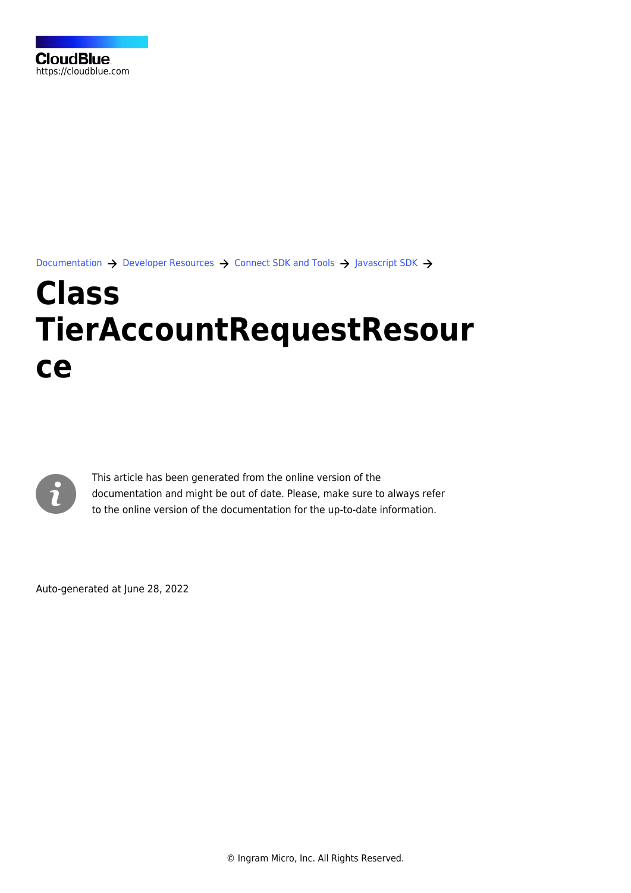CloudBlue
https://cloudblue.com

Documentation → Developer Resources → Connect SDK and Tools → Javascript SDK →

# Class TierAccountRequestResource

This article has been generated from the online version of the documentation and might be out of date. Please, make sure to always refer to the online version of the documentation for the up-to-date information.

Auto-generated at June 28, 2022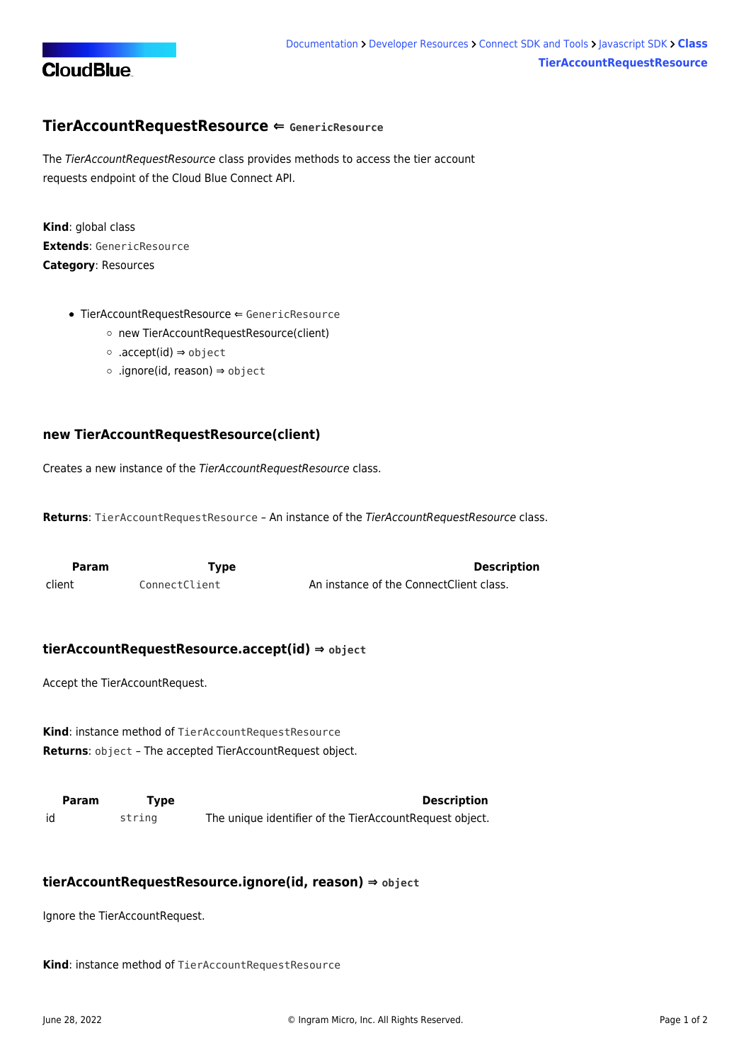## TierAccountRequestResource ⇐ `GenericResource`

The *TierAccountRequestResource* class provides methods to access the tier account requests endpoint of the Cloud Blue Connect API.

**Kind**: global class
**Extends**: `GenericResource`
**Category**: Resources

- TierAccountRequestResource ⇐ `GenericResource`
  - new TierAccountRequestResource(client)
  - .accept(id) ⇒ `object`
  - .ignore(id, reason) ⇒ `object`

### new TierAccountRequestResource(client)

Creates a new instance of the *TierAccountRequestResource* class.

**Returns**: `TierAccountRequestResource` – An instance of the *TierAccountRequestResource* class.

| Param | Type | Description |
| --- | --- | --- |
| client | `ConnectClient` | An instance of the ConnectClient class. |

### tierAccountRequestResource.accept(id) ⇒ `object`

Accept the TierAccountRequest.

**Kind**: instance method of `TierAccountRequestResource`
**Returns**: `object` – The accepted TierAccountRequest object.

| Param | Type | Description |
| --- | --- | --- |
| id | `string` | The unique identifier of the TierAccountRequest object. |

### tierAccountRequestResource.ignore(id, reason) ⇒ `object`

Ignore the TierAccountRequest.

**Kind**: instance method of `TierAccountRequestResource`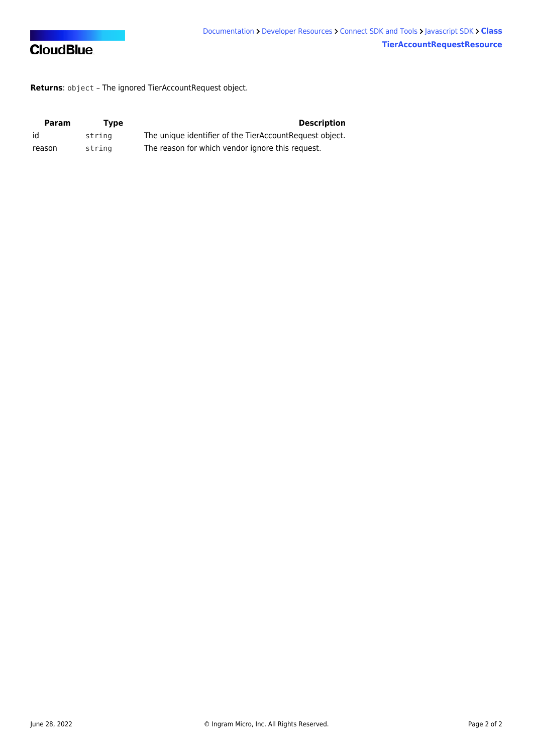**Returns**: `object` – The ignored TierAccountRequest object.

| Param | Type | Description |
| --- | --- | --- |
| id | `string` | The unique identifier of the TierAccountRequest object. |
| reason | `string` | The reason for which vendor ignore this request. |